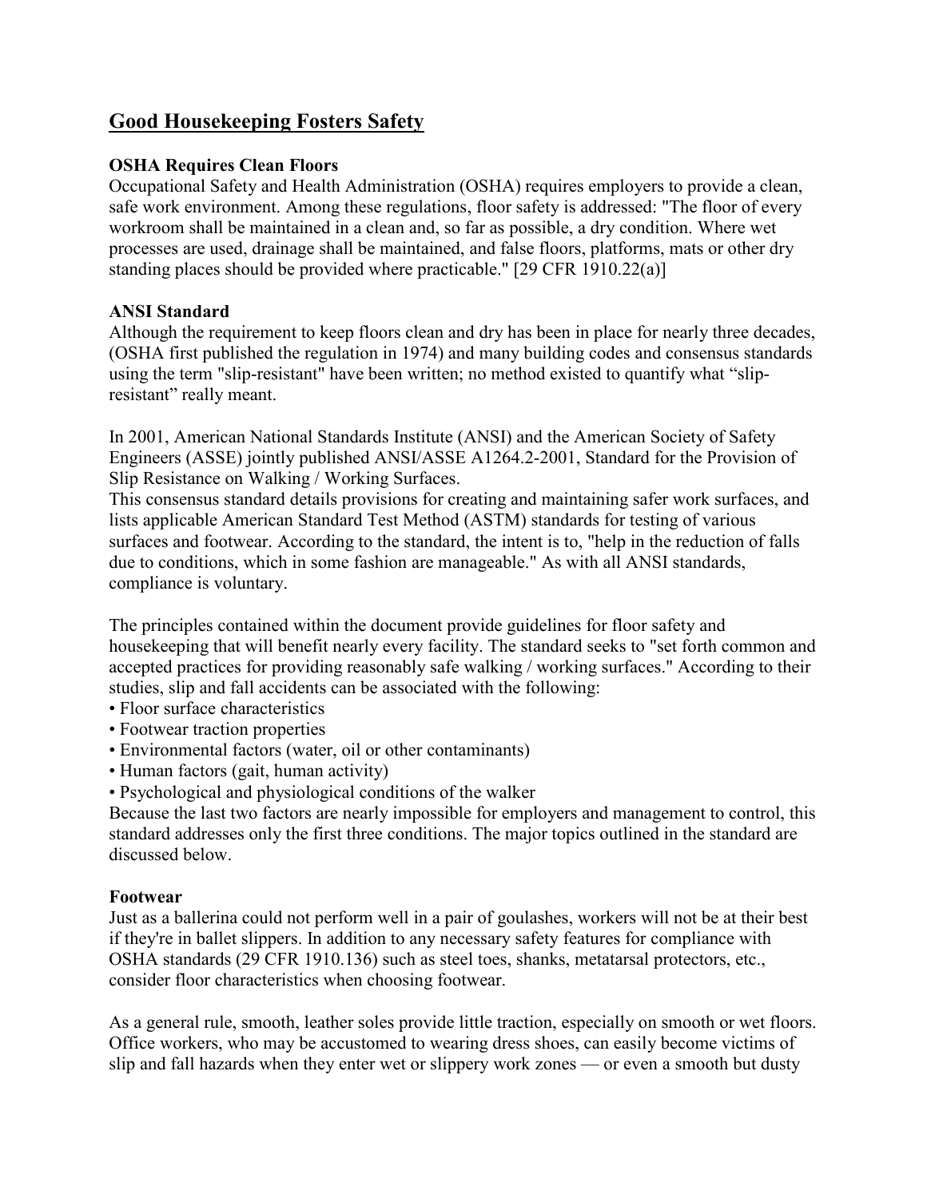# Good Housekeeping Fosters Safety

**OSHA Requires Clean Floors**

Occupational Safety and Health Administration (OSHA) requires employers to provide a clean, safe work environment. Among these regulations, floor safety is addressed: "The floor of every workroom shall be maintained in a clean and, so far as possible, a dry condition. Where wet processes are used, drainage shall be maintained, and false floors, platforms, mats or other dry standing places should be provided where practicable." [29 CFR 1910.22(a)]

**ANSI Standard**

Although the requirement to keep floors clean and dry has been in place for nearly three decades, (OSHA first published the regulation in 1974) and many building codes and consensus standards using the term "slip-resistant" have been written; no method existed to quantify what "slip-resistant" really meant.

In 2001, American National Standards Institute (ANSI) and the American Society of Safety Engineers (ASSE) jointly published ANSI/ASSE A1264.2-2001, Standard for the Provision of Slip Resistance on Walking / Working Surfaces.

This consensus standard details provisions for creating and maintaining safer work surfaces, and lists applicable American Standard Test Method (ASTM) standards for testing of various surfaces and footwear. According to the standard, the intent is to, "help in the reduction of falls due to conditions, which in some fashion are manageable." As with all ANSI standards, compliance is voluntary.

The principles contained within the document provide guidelines for floor safety and housekeeping that will benefit nearly every facility. The standard seeks to "set forth common and accepted practices for providing reasonably safe walking / working surfaces." According to their studies, slip and fall accidents can be associated with the following:

- Floor surface characteristics
- Footwear traction properties
- Environmental factors (water, oil or other contaminants)
- Human factors (gait, human activity)
- Psychological and physiological conditions of the walker

Because the last two factors are nearly impossible for employers and management to control, this standard addresses only the first three conditions. The major topics outlined in the standard are discussed below.

**Footwear**

Just as a ballerina could not perform well in a pair of goulashes, workers will not be at their best if they're in ballet slippers. In addition to any necessary safety features for compliance with OSHA standards (29 CFR 1910.136) such as steel toes, shanks, metatarsal protectors, etc., consider floor characteristics when choosing footwear.

As a general rule, smooth, leather soles provide little traction, especially on smooth or wet floors. Office workers, who may be accustomed to wearing dress shoes, can easily become victims of slip and fall hazards when they enter wet or slippery work zones — or even a smooth but dusty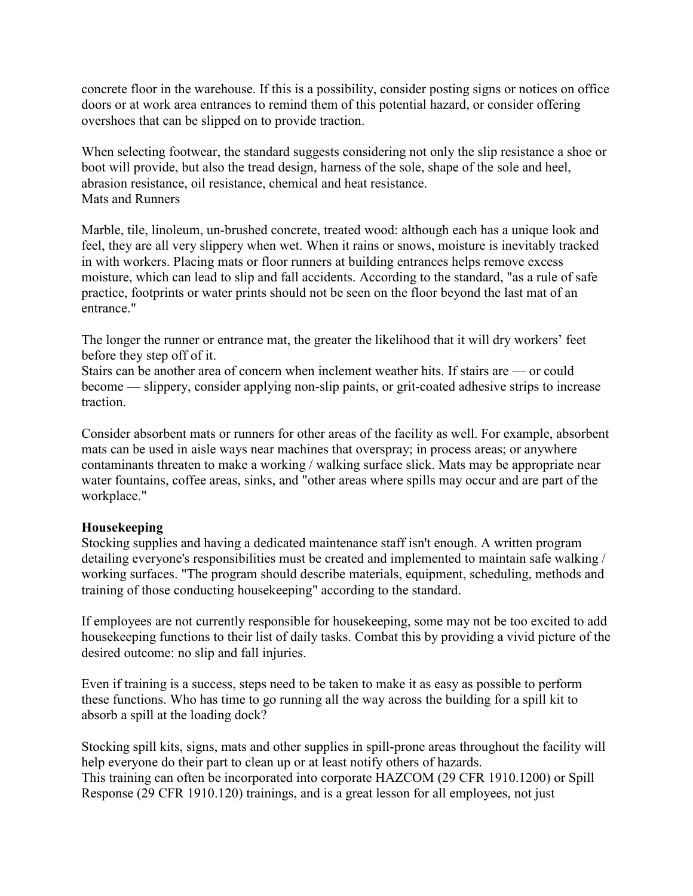concrete floor in the warehouse. If this is a possibility, consider posting signs or notices on office doors or at work area entrances to remind them of this potential hazard, or consider offering overshoes that can be slipped on to provide traction.

When selecting footwear, the standard suggests considering not only the slip resistance a shoe or boot will provide, but also the tread design, harness of the sole, shape of the sole and heel, abrasion resistance, oil resistance, chemical and heat resistance.

Mats and Runners

Marble, tile, linoleum, un-brushed concrete, treated wood: although each has a unique look and feel, they are all very slippery when wet. When it rains or snows, moisture is inevitably tracked in with workers. Placing mats or floor runners at building entrances helps remove excess moisture, which can lead to slip and fall accidents. According to the standard, "as a rule of safe practice, footprints or water prints should not be seen on the floor beyond the last mat of an entrance."

The longer the runner or entrance mat, the greater the likelihood that it will dry workers' feet before they step off of it.

Stairs can be another area of concern when inclement weather hits. If stairs are — or could become — slippery, consider applying non-slip paints, or grit-coated adhesive strips to increase traction.

Consider absorbent mats or runners for other areas of the facility as well. For example, absorbent mats can be used in aisle ways near machines that overspray; in process areas; or anywhere contaminants threaten to make a working / walking surface slick. Mats may be appropriate near water fountains, coffee areas, sinks, and "other areas where spills may occur and are part of the workplace."

**Housekeeping**

Stocking supplies and having a dedicated maintenance staff isn't enough. A written program detailing everyone's responsibilities must be created and implemented to maintain safe walking / working surfaces. "The program should describe materials, equipment, scheduling, methods and training of those conducting housekeeping" according to the standard.

If employees are not currently responsible for housekeeping, some may not be too excited to add housekeeping functions to their list of daily tasks. Combat this by providing a vivid picture of the desired outcome: no slip and fall injuries.

Even if training is a success, steps need to be taken to make it as easy as possible to perform these functions. Who has time to go running all the way across the building for a spill kit to absorb a spill at the loading dock?

Stocking spill kits, signs, mats and other supplies in spill-prone areas throughout the facility will help everyone do their part to clean up or at least notify others of hazards.

This training can often be incorporated into corporate HAZCOM (29 CFR 1910.1200) or Spill Response (29 CFR 1910.120) trainings, and is a great lesson for all employees, not just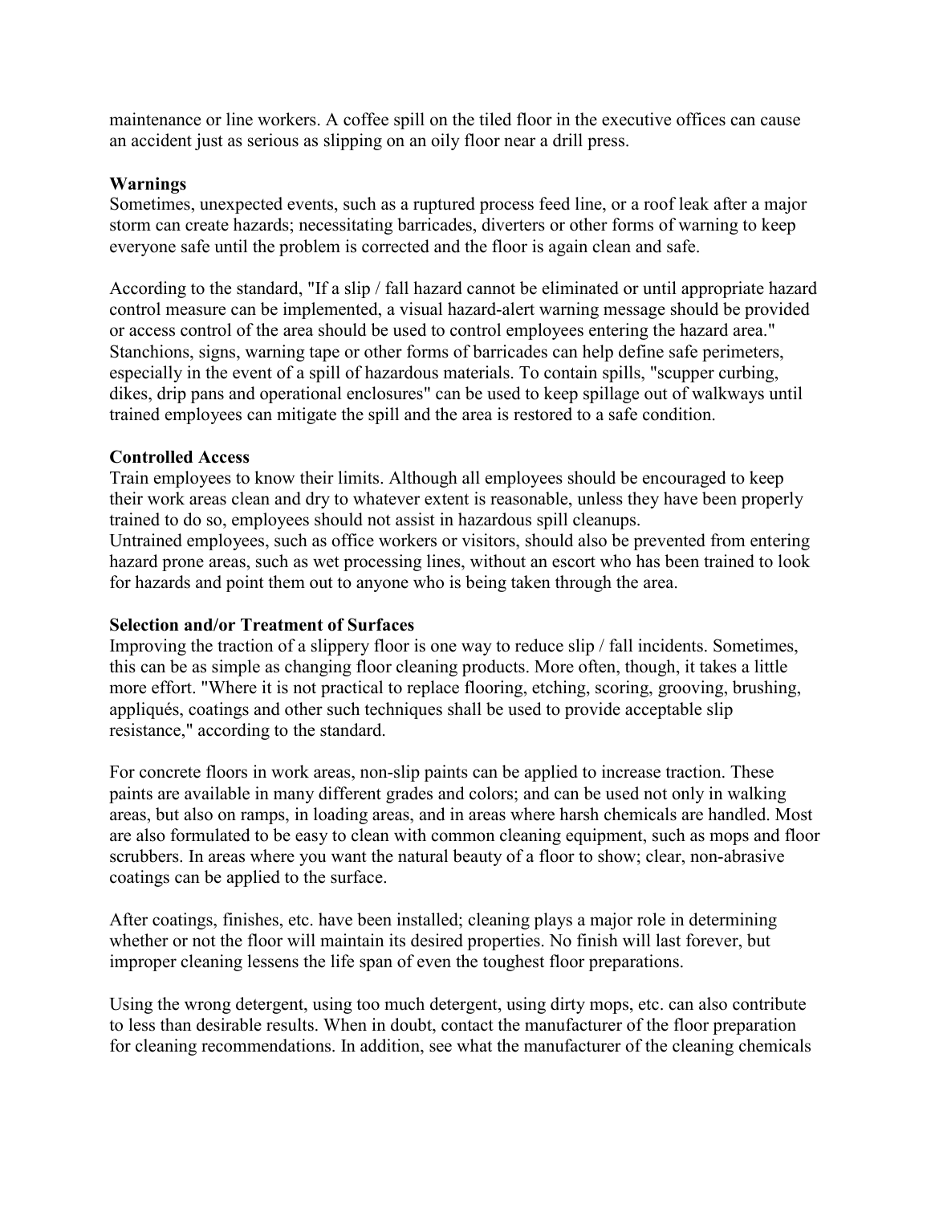maintenance or line workers. A coffee spill on the tiled floor in the executive offices can cause an accident just as serious as slipping on an oily floor near a drill press.

**Warnings**

Sometimes, unexpected events, such as a ruptured process feed line, or a roof leak after a major storm can create hazards; necessitating barricades, diverters or other forms of warning to keep everyone safe until the problem is corrected and the floor is again clean and safe.

According to the standard, "If a slip / fall hazard cannot be eliminated or until appropriate hazard control measure can be implemented, a visual hazard-alert warning message should be provided or access control of the area should be used to control employees entering the hazard area." Stanchions, signs, warning tape or other forms of barricades can help define safe perimeters, especially in the event of a spill of hazardous materials. To contain spills, "scupper curbing, dikes, drip pans and operational enclosures" can be used to keep spillage out of walkways until trained employees can mitigate the spill and the area is restored to a safe condition.

**Controlled Access**

Train employees to know their limits. Although all employees should be encouraged to keep their work areas clean and dry to whatever extent is reasonable, unless they have been properly trained to do so, employees should not assist in hazardous spill cleanups.

Untrained employees, such as office workers or visitors, should also be prevented from entering hazard prone areas, such as wet processing lines, without an escort who has been trained to look for hazards and point them out to anyone who is being taken through the area.

**Selection and/or Treatment of Surfaces**

Improving the traction of a slippery floor is one way to reduce slip / fall incidents. Sometimes, this can be as simple as changing floor cleaning products. More often, though, it takes a little more effort. "Where it is not practical to replace flooring, etching, scoring, grooving, brushing, appliqués, coatings and other such techniques shall be used to provide acceptable slip resistance," according to the standard.

For concrete floors in work areas, non-slip paints can be applied to increase traction. These paints are available in many different grades and colors; and can be used not only in walking areas, but also on ramps, in loading areas, and in areas where harsh chemicals are handled. Most are also formulated to be easy to clean with common cleaning equipment, such as mops and floor scrubbers. In areas where you want the natural beauty of a floor to show; clear, non-abrasive coatings can be applied to the surface.

After coatings, finishes, etc. have been installed; cleaning plays a major role in determining whether or not the floor will maintain its desired properties. No finish will last forever, but improper cleaning lessens the life span of even the toughest floor preparations.

Using the wrong detergent, using too much detergent, using dirty mops, etc. can also contribute to less than desirable results. When in doubt, contact the manufacturer of the floor preparation for cleaning recommendations. In addition, see what the manufacturer of the cleaning chemicals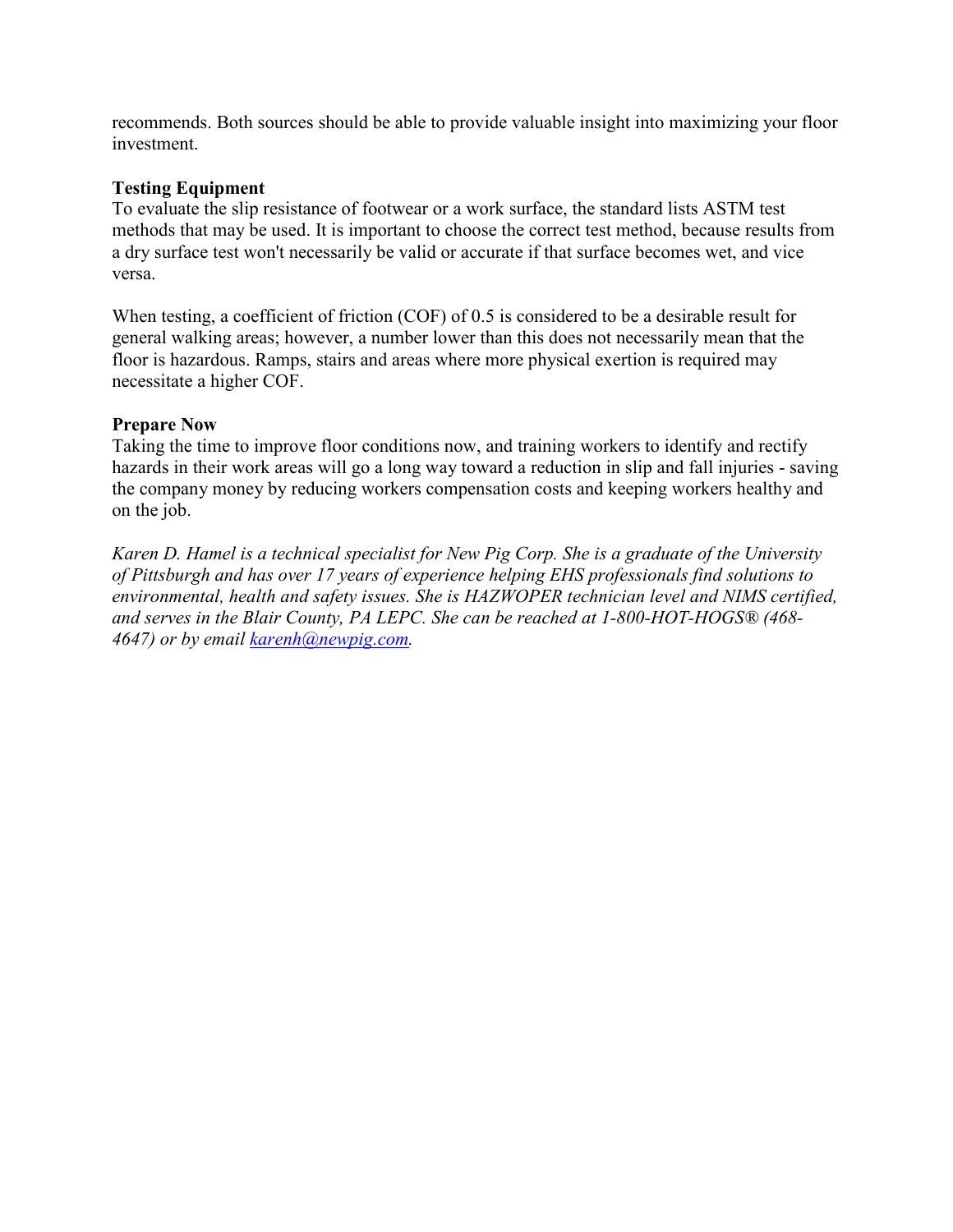recommends. Both sources should be able to provide valuable insight into maximizing your floor investment.

**Testing Equipment**
To evaluate the slip resistance of footwear or a work surface, the standard lists ASTM test methods that may be used. It is important to choose the correct test method, because results from a dry surface test won't necessarily be valid or accurate if that surface becomes wet, and vice versa.

When testing, a coefficient of friction (COF) of 0.5 is considered to be a desirable result for general walking areas; however, a number lower than this does not necessarily mean that the floor is hazardous. Ramps, stairs and areas where more physical exertion is required may necessitate a higher COF.

**Prepare Now**
Taking the time to improve floor conditions now, and training workers to identify and rectify hazards in their work areas will go a long way toward a reduction in slip and fall injuries - saving the company money by reducing workers compensation costs and keeping workers healthy and on the job.

*Karen D. Hamel is a technical specialist for New Pig Corp. She is a graduate of the University of Pittsburgh and has over 17 years of experience helping EHS professionals find solutions to environmental, health and safety issues. She is HAZWOPER technician level and NIMS certified, and serves in the Blair County, PA LEPC. She can be reached at 1-800-HOT-HOGS® (468-4647) or by email [karenh@newpig.com](mailto:karenh@newpig.com).*